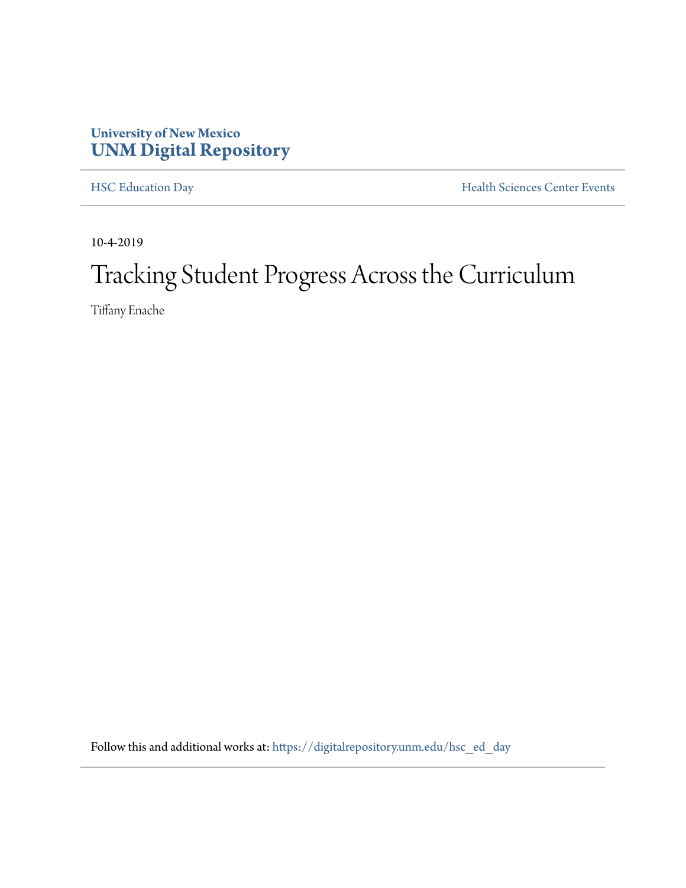**University of New Mexico**
**UNM Digital Repository**

HSC Education Day | Health Sciences Center Events

10-4-2019

# Tracking Student Progress Across the Curriculum

Tiffany Enache

Follow this and additional works at: https://digitalrepository.unm.edu/hsc_ed_day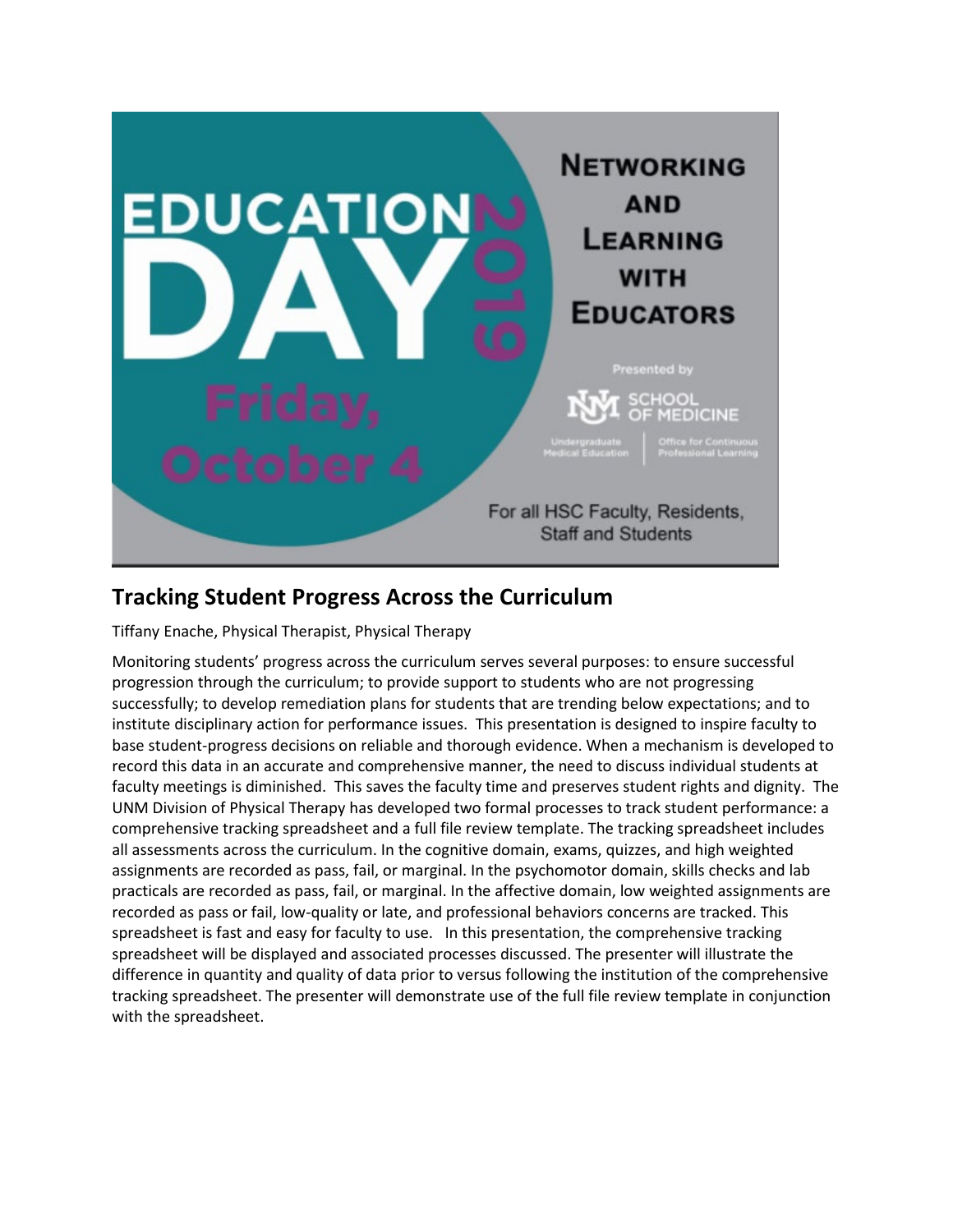EDUCATION DAY 2019

Friday, October 4

NETWORKING AND LEARNING WITH EDUCATORS

Presented by

UNM SCHOOL OF MEDICINE

Undergraduate Medical Education | Office for Continuous Professional Learning

For all HSC Faculty, Residents, Staff and Students

## Tracking Student Progress Across the Curriculum

Tiffany Enache, Physical Therapist, Physical Therapy

Monitoring students' progress across the curriculum serves several purposes: to ensure successful progression through the curriculum; to provide support to students who are not progressing successfully; to develop remediation plans for students that are trending below expectations; and to institute disciplinary action for performance issues. This presentation is designed to inspire faculty to base student-progress decisions on reliable and thorough evidence. When a mechanism is developed to record this data in an accurate and comprehensive manner, the need to discuss individual students at faculty meetings is diminished. This saves the faculty time and preserves student rights and dignity. The UNM Division of Physical Therapy has developed two formal processes to track student performance: a comprehensive tracking spreadsheet and a full file review template. The tracking spreadsheet includes all assessments across the curriculum. In the cognitive domain, exams, quizzes, and high weighted assignments are recorded as pass, fail, or marginal. In the psychomotor domain, skills checks and lab practicals are recorded as pass, fail, or marginal. In the affective domain, low weighted assignments are recorded as pass or fail, low-quality or late, and professional behaviors concerns are tracked. This spreadsheet is fast and easy for faculty to use. In this presentation, the comprehensive tracking spreadsheet will be displayed and associated processes discussed. The presenter will illustrate the difference in quantity and quality of data prior to versus following the institution of the comprehensive tracking spreadsheet. The presenter will demonstrate use of the full file review template in conjunction with the spreadsheet.